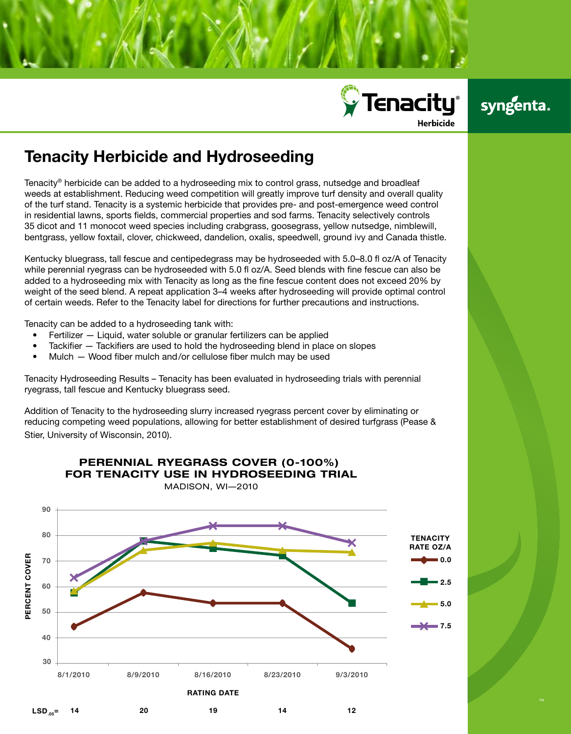# Tenacity Herbicide and Hydroseeding

Tenacity® herbicide can be added to a hydroseeding mix to control grass, nutsedge and broadleaf weeds at establishment. Reducing weed competition will greatly improve turf density and overall quality of the turf stand. Tenacity is a systemic herbicide that provides pre- and post-emergence weed control in residential lawns, sports fields, commercial properties and sod farms. Tenacity selectively controls 35 dicot and 11 monocot weed species including crabgrass, goosegrass, yellow nutsedge, nimblewill, bentgrass, yellow foxtail, clover, chickweed, dandelion, oxalis, speedwell, ground ivy and Canada thistle.

Kentucky bluegrass, tall fescue and centipedegrass may be hydroseeded with 5.0–8.0 fl oz/A of Tenacity while perennial ryegrass can be hydroseeded with 5.0 fl oz/A. Seed blends with fine fescue can also be added to a hydroseeding mix with Tenacity as long as the fine fescue content does not exceed 20% by weight of the seed blend. A repeat application 3–4 weeks after hydroseeding will provide optimal control of certain weeds. Refer to the Tenacity label for directions for further precautions and instructions.

Tenacity can be added to a hydroseeding tank with:

- Fertilizer — Liquid, water soluble or granular fertilizers can be applied
- Tackifier — Tackifiers are used to hold the hydroseeding blend in place on slopes
- Mulch — Wood fiber mulch and/or cellulose fiber mulch may be used

Tenacity Hydroseeding Results – Tenacity has been evaluated in hydroseeding trials with perennial ryegrass, tall fescue and Kentucky bluegrass seed.

Addition of Tenacity to the hydroseeding slurry increased ryegrass percent cover by eliminating or reducing competing weed populations, allowing for better establishment of desired turfgrass (Pease & Stier, University of Wisconsin, 2010).

**PERENNIAL RYEGRASS COVER (0-100%) FOR TENACITY USE IN HYDROSEEDING TRIAL**

MADISON, WI—2010

| Tenacity Rate oz/A | 8/1/2010 | 8/9/2010 | 8/16/2010 | 8/23/2010 | 9/3/2010 |
|---|---|---|---|---|---|
| 0.0 | 44 | 58 | 54 | 54 | 36 |
| 2.5 | 58 | 78 | 75 | 72 | 54 |
| 5.0 | 58 | 74 | 77 | 74 | 74 |
| 7.5 | 64 | 78 | 84 | 84 | 77 |
| $LSD_{.05}$= | 14 | 20 | 19 | 14 | 12 |

PERCENT COVER vs. RATING DATE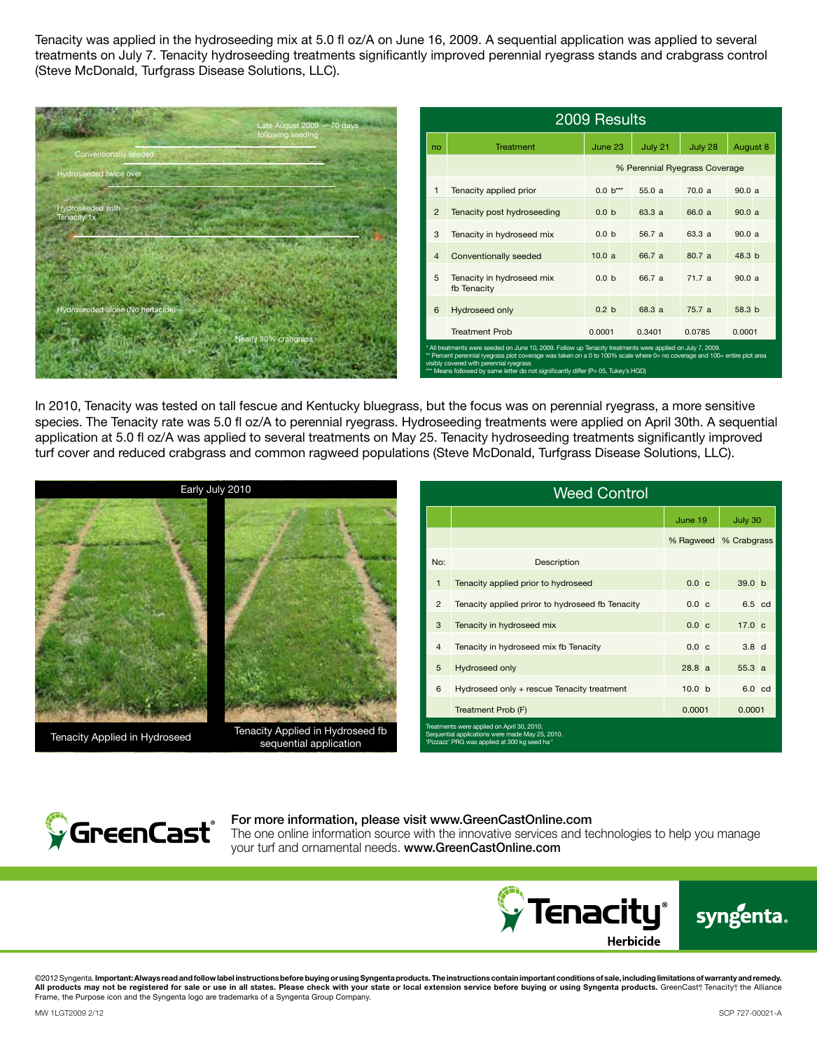Tenacity was applied in the hydroseeding mix at 5.0 fl oz/A on June 16, 2009. A sequential application was applied to several treatments on July 7. Tenacity hydroseeding treatments significantly improved perennial ryegrass stands and crabgrass control (Steve McDonald, Turfgrass Disease Solutions, LLC).

Late August 2009 — 70 days following seeding

Conventionally seeded

Hydroseeded twice over

Hydroseeded with Tenacity 1x

Hydroseeded alone (No herbicide)

Nearly 90% crabgrass

## 2009 Results

| no | Treatment | June 23 | July 21 | July 28 | August 8 |
|---|---|---|---|---|---|
| | | % Perennial Ryegrass Coverage | | | |
| 1 | Tenacity applied prior | 0.0 b*** | 55.0 a | 70.0 a | 90.0 a |
| 2 | Tenacity post hydroseeding | 0.0 b | 63.3 a | 66.0 a | 90.0 a |
| 3 | Tenacity in hydroseed mix | 0.0 b | 56.7 a | 63.3 a | 90.0 a |
| 4 | Conventionally seeded | 10.0 a | 66.7 a | 80.7 a | 48.3 b |
| 5 | Tenacity in hydroseed mix fb Tenacity | 0.0 b | 66.7 a | 71.7 a | 90.0 a |
| 6 | Hydroseed only | 0.2 b | 68.3 a | 75.7 a | 58.3 b |
| | Treatment Prob | 0.0001 | 0.3401 | 0.0785 | 0.0001 |

\* All treatments were seeded on June 10, 2009. Follow up Tenacity treatments were applied on July 7, 2009.
** Percent perennial ryegrass plot coverage was taken on a 0 to 100% scale where 0= no coverage and 100= entire plot area visibly covered with perennial ryegrass
*** Means followed by same letter do not significantly differ (P=.05, Tukey's HGD)

In 2010, Tenacity was tested on tall fescue and Kentucky bluegrass, but the focus was on perennial ryegrass, a more sensitive species. The Tenacity rate was 5.0 fl oz/A to perennial ryegrass. Hydroseeding treatments were applied on April 30th. A sequential application at 5.0 fl oz/A was applied to several treatments on May 25. Tenacity hydroseeding treatments significantly improved turf cover and reduced crabgrass and common ragweed populations (Steve McDonald, Turfgrass Disease Solutions, LLC).

Early July 2010

Tenacity Applied in Hydroseed

Tenacity Applied in Hydroseed fb sequential application

## Weed Control

| No: | Description | June 19 | July 30 |
|---|---|---|---|
| | | % Ragweed | % Crabgrass |
| 1 | Tenacity applied prior to hydroseed | 0.0 c | 39.0 b |
| 2 | Tenacity applied priror to hydroseed fb Tenacity | 0.0 c | 6.5 cd |
| 3 | Tenacity in hydroseed mix | 0.0 c | 17.0 c |
| 4 | Tenacity in hydroseed mix fb Tenacity | 0.0 c | 3.8 d |
| 5 | Hydroseed only | 28.8 a | 55.3 a |
| 6 | Hydroseed only + rescue Tenacity treatment | 10.0 b | 6.0 cd |
| | Treatment Prob (F) | 0.0001 | 0.0001 |

Treatments were applied on April 30, 2010.
Sequential applications were made May 25, 2010.
'Pizzazz' PRG was applied at 300 kg seed ha[-1]

GreenCast®

**For more information, please visit www.GreenCastOnline.com**
The one online information source with the innovative services and technologies to help you manage your turf and ornamental needs. **www.GreenCastOnline.com**

Tenacity® Herbicide

syngenta.

©2012 Syngenta. **Important: Always read and follow label instructions before buying or using Syngenta products. The instructions contain important conditions of sale, including limitations of warranty and remedy. All products may not be registered for sale or use in all states. Please check with your state or local extension service before buying or using Syngenta products.** GreenCast®, Tenacity®, the Alliance Frame, the Purpose icon and the Syngenta logo are trademarks of a Syngenta Group Company.

MW 1LGT2009 2/12

SCP 727-00021-A